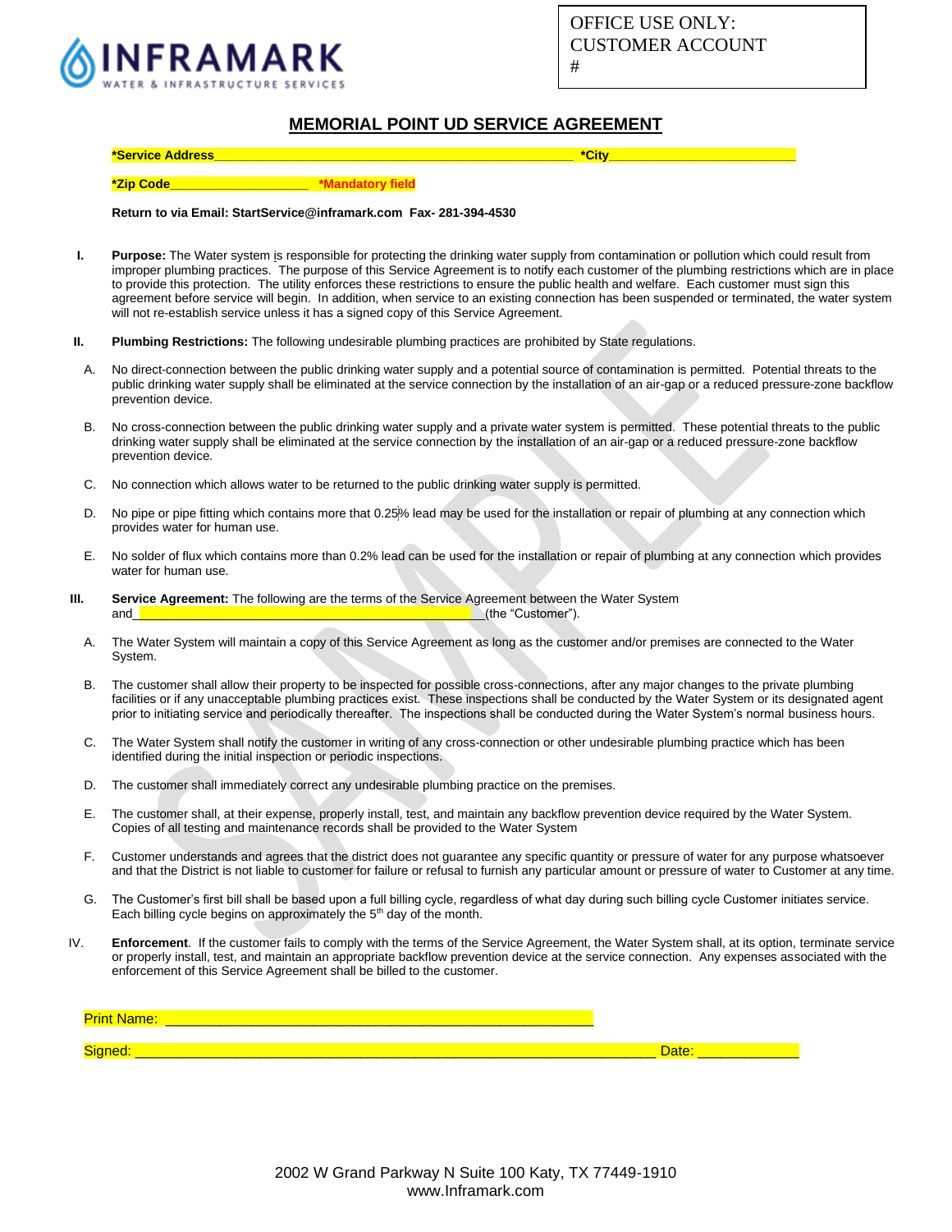OFFICE USE ONLY:
CUSTOMER ACCOUNT
#

# MEMORIAL POINT UD SERVICE AGREEMENT

***Service Address**_______________________________________________ ***City**____________________

***Zip Code**___________________ ***Mandatory field**

**Return to via Email: StartService@inframark.com Fax- 281-394-4530**

**I. Purpose:** The Water system is responsible for protecting the drinking water supply from contamination or pollution which could result from improper plumbing practices. The purpose of this Service Agreement is to notify each customer of the plumbing restrictions which are in place to provide this protection. The utility enforces these restrictions to ensure the public health and welfare. Each customer must sign this agreement before service will begin. In addition, when service to an existing connection has been suspended or terminated, the water system will not re-establish service unless it has a signed copy of this Service Agreement.

**II. Plumbing Restrictions:** The following undesirable plumbing practices are prohibited by State regulations.

A. No direct-connection between the public drinking water supply and a potential source of contamination is permitted. Potential threats to the public drinking water supply shall be eliminated at the service connection by the installation of an air-gap or a reduced pressure-zone backflow prevention device.

B. No cross-connection between the public drinking water supply and a private water system is permitted. These potential threats to the public drinking water supply shall be eliminated at the service connection by the installation of an air-gap or a reduced pressure-zone backflow prevention device.

C. No connection which allows water to be returned to the public drinking water supply is permitted.

D. No pipe or pipe fitting which contains more that 0.25% lead may be used for the installation or repair of plumbing at any connection which provides water for human use.

E. No solder of flux which contains more than 0.2% lead can be used for the installation or repair of plumbing at any connection which provides water for human use.

**III. Service Agreement:** The following are the terms of the Service Agreement between the Water System and_______________________________________________(the "Customer").

A. The Water System will maintain a copy of this Service Agreement as long as the customer and/or premises are connected to the Water System.

B. The customer shall allow their property to be inspected for possible cross-connections, after any major changes to the private plumbing facilities or if any unacceptable plumbing practices exist. These inspections shall be conducted by the Water System or its designated agent prior to initiating service and periodically thereafter. The inspections shall be conducted during the Water System's normal business hours.

C. The Water System shall notify the customer in writing of any cross-connection or other undesirable plumbing practice which has been identified during the initial inspection or periodic inspections.

D. The customer shall immediately correct any undesirable plumbing practice on the premises.

E. The customer shall, at their expense, properly install, test, and maintain any backflow prevention device required by the Water System. Copies of all testing and maintenance records shall be provided to the Water System

F. Customer understands and agrees that the district does not guarantee any specific quantity or pressure of water for any purpose whatsoever and that the District is not liable to customer for failure or refusal to furnish any particular amount or pressure of water to Customer at any time.

G. The Customer's first bill shall be based upon a full billing cycle, regardless of what day during such billing cycle Customer initiates service. Each billing cycle begins on approximately the 5th day of the month.

IV. **Enforcement**. If the customer fails to comply with the terms of the Service Agreement, the Water System shall, at its option, terminate service or properly install, test, and maintain an appropriate backflow prevention device at the service connection. Any expenses associated with the enforcement of this Service Agreement shall be billed to the customer.

Print Name: ______________________________________________________

Signed: ____________________________________________________________ Date: _____________

2002 W Grand Parkway N Suite 100 Katy, TX 77449-1910
www.Inframark.com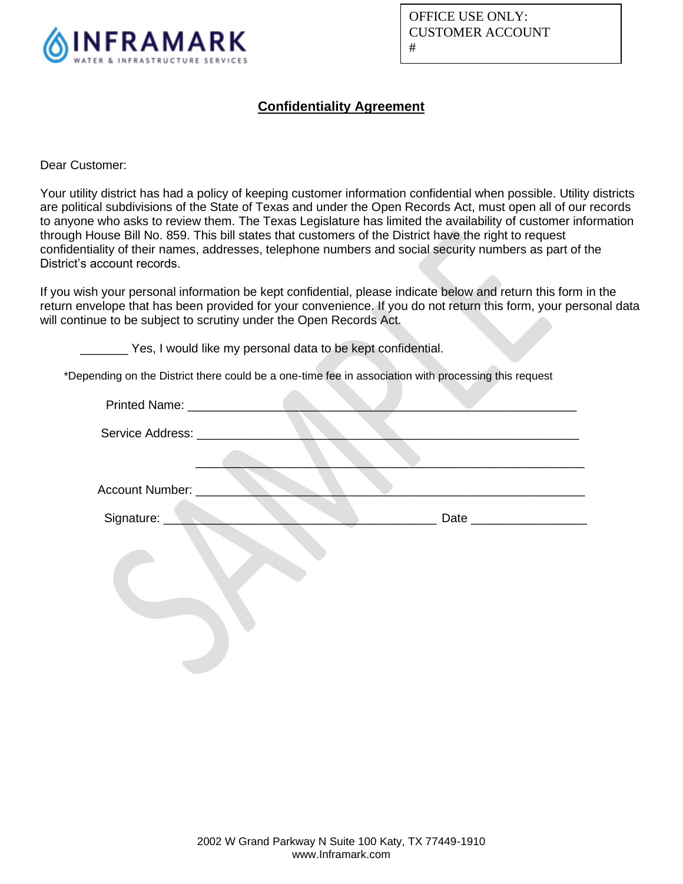INFRAMARK
WATER & INFRASTRUCTURE SERVICES

OFFICE USE ONLY:
CUSTOMER ACCOUNT
#

## Confidentiality Agreement

Dear Customer:

Your utility district has had a policy of keeping customer information confidential when possible. Utility districts are political subdivisions of the State of Texas and under the Open Records Act, must open all of our records to anyone who asks to review them. The Texas Legislature has limited the availability of customer information through House Bill No. 859. This bill states that customers of the District have the right to request confidentiality of their names, addresses, telephone numbers and social security numbers as part of the District's account records.

If you wish your personal information be kept confidential, please indicate below and return this form in the return envelope that has been provided for your convenience. If you do not return this form, your personal data will continue to be subject to scrutiny under the Open Records Act.

_______ Yes, I would like my personal data to be kept confidential.

*Depending on the District there could be a one-time fee in association with processing this request

Printed Name: ____________________________________________________

Service Address: __________________________________________________

_____________________________________________________

Account Number: __________________________________________________

Signature: ____________________________________ Date ________________

2002 W Grand Parkway N Suite 100 Katy, TX 77449-1910
www.Inframark.com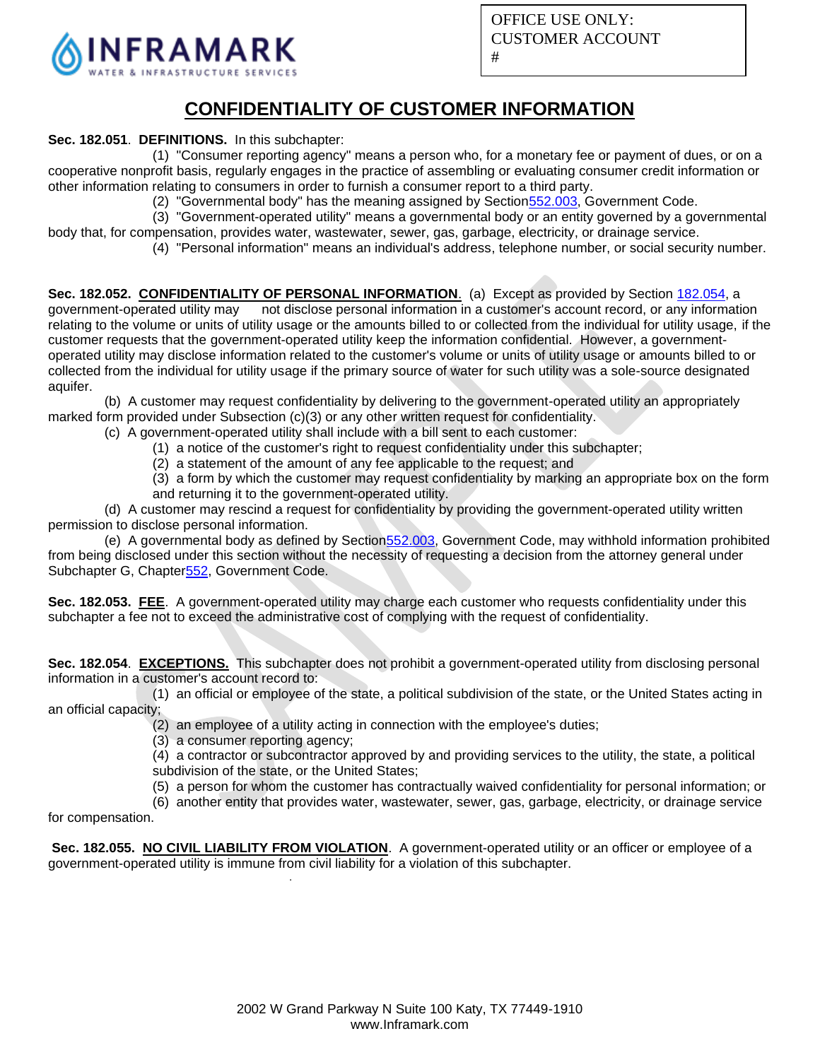INFRAMARK
WATER & INFRASTRUCTURE SERVICES

OFFICE USE ONLY:
CUSTOMER ACCOUNT
#

# CONFIDENTIALITY OF CUSTOMER INFORMATION

**Sec. 182.051**. **DEFINITIONS.** In this subchapter:

(1) "Consumer reporting agency" means a person who, for a monetary fee or payment of dues, or on a cooperative nonprofit basis, regularly engages in the practice of assembling or evaluating consumer credit information or other information relating to consumers in order to furnish a consumer report to a third party.

(2) "Governmental body" has the meaning assigned by Section552.003, Government Code.

(3) "Government-operated utility" means a governmental body or an entity governed by a governmental body that, for compensation, provides water, wastewater, sewer, gas, garbage, electricity, or drainage service.

(4) "Personal information" means an individual's address, telephone number, or social security number.

**Sec. 182.052. CONFIDENTIALITY OF PERSONAL INFORMATION**. (a) Except as provided by Section 182.054, a government-operated utility may not disclose personal information in a customer's account record, or any information relating to the volume or units of utility usage or the amounts billed to or collected from the individual for utility usage, if the customer requests that the government-operated utility keep the information confidential. However, a government-operated utility may disclose information related to the customer's volume or units of utility usage or amounts billed to or collected from the individual for utility usage if the primary source of water for such utility was a sole-source designated aquifer.

(b) A customer may request confidentiality by delivering to the government-operated utility an appropriately marked form provided under Subsection (c)(3) or any other written request for confidentiality.

(c) A government-operated utility shall include with a bill sent to each customer:

(1) a notice of the customer's right to request confidentiality under this subchapter;

(2) a statement of the amount of any fee applicable to the request; and

(3) a form by which the customer may request confidentiality by marking an appropriate box on the form and returning it to the government-operated utility.

(d) A customer may rescind a request for confidentiality by providing the government-operated utility written permission to disclose personal information.

(e) A governmental body as defined by Section552.003, Government Code, may withhold information prohibited from being disclosed under this section without the necessity of requesting a decision from the attorney general under Subchapter G, Chapter552, Government Code.

**Sec. 182.053. FEE**. A government-operated utility may charge each customer who requests confidentiality under this subchapter a fee not to exceed the administrative cost of complying with the request of confidentiality.

**Sec. 182.054**. **EXCEPTIONS.** This subchapter does not prohibit a government-operated utility from disclosing personal information in a customer's account record to:

(1) an official or employee of the state, a political subdivision of the state, or the United States acting in an official capacity;

(2) an employee of a utility acting in connection with the employee's duties;

(3) a consumer reporting agency;

(4) a contractor or subcontractor approved by and providing services to the utility, the state, a political subdivision of the state, or the United States;

(5) a person for whom the customer has contractually waived confidentiality for personal information; or

(6) another entity that provides water, wastewater, sewer, gas, garbage, electricity, or drainage service for compensation.

**Sec. 182.055. NO CIVIL LIABILITY FROM VIOLATION**. A government-operated utility or an officer or employee of a government-operated utility is immune from civil liability for a violation of this subchapter.

2002 W Grand Parkway N Suite 100 Katy, TX 77449-1910
www.Inframark.com